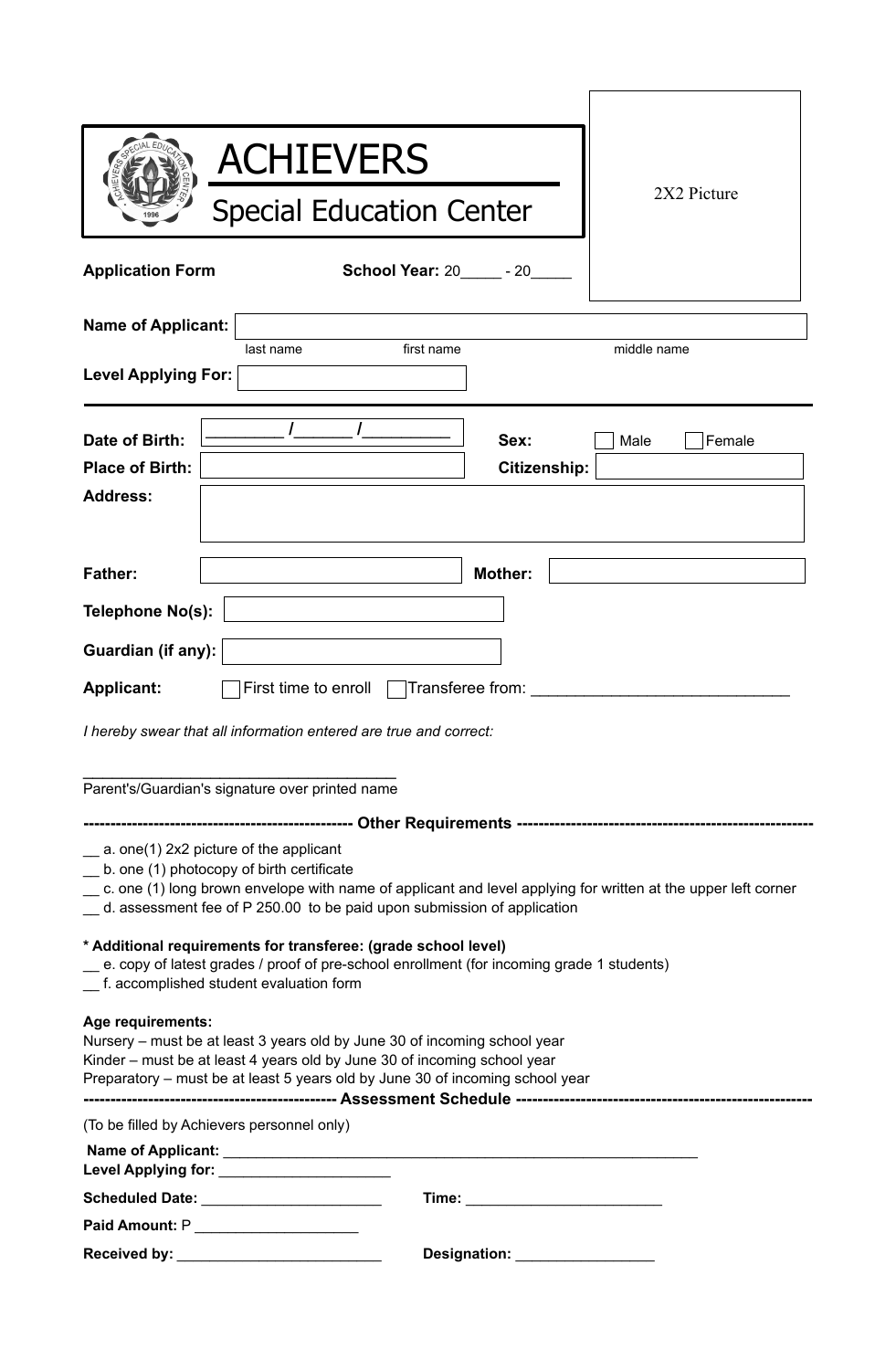# ACHIEVERS

## Special Education Center

2X2 Picture

**Application Form** **School Year:** 20_____ - 20_____

**Name of Applicant:** ______________________________________________

last name first name middle name

**Level Applying For:** ____________________

---

**Date of Birth:** ________ /______ /_________ **Sex:** ☐ Male ☐ Female

**Place of Birth:** ____________________ **Citizenship:** ____________________

**Address:** ______________________________________________

**Father:** ____________________ **Mother:** ____________________

**Telephone No(s):** ____________________

**Guardian (if any):** ____________________

**Applicant:** ☐ First time to enroll ☐ Transferee from: _____________________________

*I hereby swear that all information entered are true and correct:*

_____________________________________
Parent's/Guardian's signature over printed name

**-------------------------------------------------- Other Requirements --------------------------------------------------**

__ a. one(1) 2x2 picture of the applicant
__ b. one (1) photocopy of birth certificate
__ c. one (1) long brown envelope with name of applicant and level applying for written at the upper left corner
__ d. assessment fee of P 250.00 to be paid upon submission of application

**\* Additional requirements for transferee: (grade school level)**
__ e. copy of latest grades / proof of pre-school enrollment (for incoming grade 1 students)
__ f. accomplished student evaluation form

**Age requirements:**
Nursery – must be at least 3 years old by June 30 of incoming school year
Kinder – must be at least 4 years old by June 30 of incoming school year
Preparatory – must be at least 5 years old by June 30 of incoming school year

**------------------------------------------------ Assessment Schedule ------------------------------------------------**

(To be filled by Achievers personnel only)

**Name of Applicant:** ____________________________________________________________
**Level Applying for:** _____________________

**Scheduled Date:** ______________________ **Time:** ________________________

**Paid Amount:** P ____________________

**Received by:** _________________________ **Designation:** _________________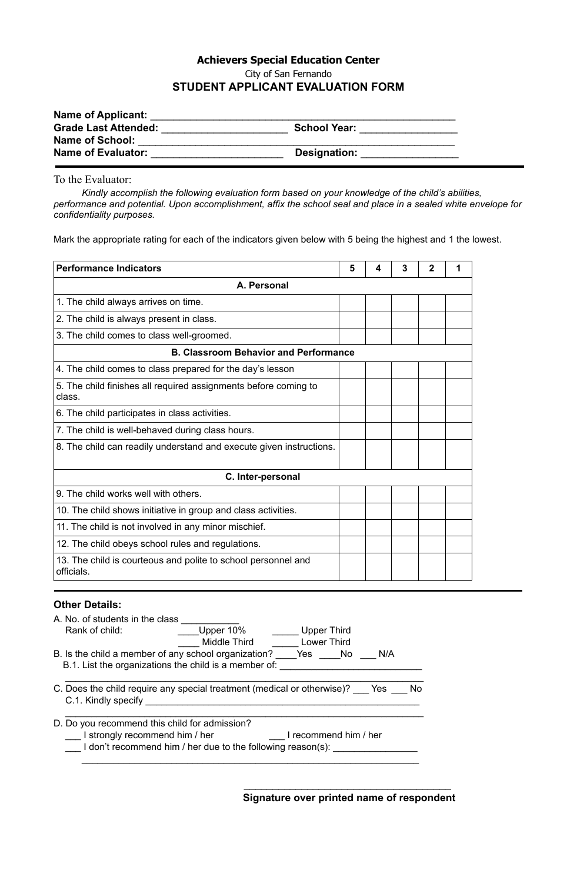**Achievers Special Education Center**

City of San Fernando

**STUDENT APPLICANT EVALUATION FORM**

**Name of Applicant:** ______________________________________________________

**Grade Last Attended:** ______________________ **School Year:** _________________

**Name of School:** _________________________________________________________

**Name of Evaluator:** _______________________ **Designation:** _________________

---

To the Evaluator:

*Kindly accomplish the following evaluation form based on your knowledge of the child's abilities, performance and potential. Upon accomplishment, affix the school seal and place in a sealed white envelope for confidentiality purposes.*

Mark the appropriate rating for each of the indicators given below with 5 being the highest and 1 the lowest.

| **Performance Indicators** | **5** | **4** | **3** | **2** | **1** |
|---|---|---|---|---|---|
| **A. Personal** | | | | | |
| 1. The child always arrives on time. | | | | | |
| 2. The child is always present in class. | | | | | |
| 3. The child comes to class well-groomed. | | | | | |
| **B. Classroom Behavior and Performance** | | | | | |
| 4. The child comes to class prepared for the day's lesson | | | | | |
| 5. The child finishes all required assignments before coming to class. | | | | | |
| 6. The child participates in class activities. | | | | | |
| 7. The child is well-behaved during class hours. | | | | | |
| 8. The child can readily understand and execute given instructions. | | | | | |
| **C. Inter-personal** | | | | | |
| 9. The child works well with others. | | | | | |
| 10. The child shows initiative in group and class activities. | | | | | |
| 11. The child is not involved in any minor mischief. | | | | | |
| 12. The child obeys school rules and regulations. | | | | | |
| 13. The child is courteous and polite to school personnel and officials. | | | | | |

---

**Other Details:**

A. No. of students in the class ___________

Rank of child: ____Upper 10% _____ Upper Third ____ Middle Third _____ Lower Third

B. Is the child a member of any school organization? ____Yes ____No ___ N/A

B.1. List the organizations the child is a member of: __________________________

_________________________________________________________________

C. Does the child require any special treatment (medical or otherwise)? ___ Yes ___ No

C.1. Kindly specify ___________________________________________________

_________________________________________________________________

D. Do you recommend this child for admission?

___ I strongly recommend him / her ___ I recommend him / her

___ I don't recommend him / her due to the following reason(s): _______________

_________________________________________________________________

_____________________________________

**Signature over printed name of respondent**